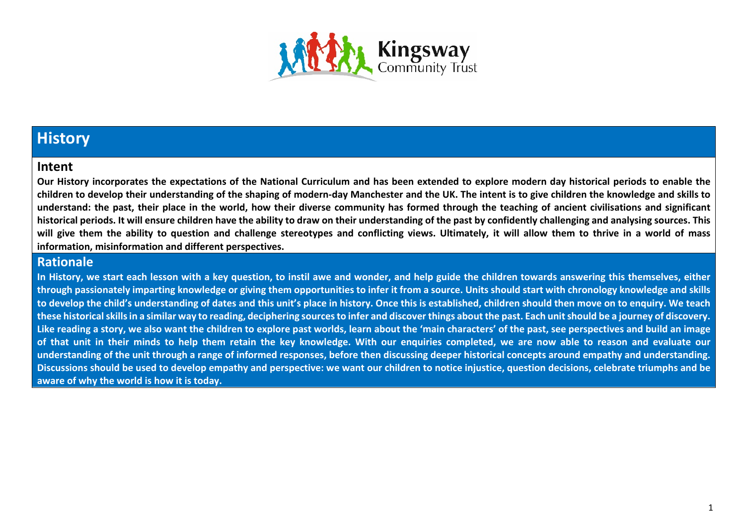# History

## Intent

**Our History incorporates the expectations of the National Curriculum and has been extended to explore modern day historical periods to enable the children to develop their understanding of the shaping of modern-day Manchester and the UK. The intent is to give children the knowledge and skills to understand: the past, their place in the world, how their diverse community has formed through the teaching of ancient civilisations and significant historical periods. It will ensure children have the ability to draw on their understanding of the past by confidently challenging and analysing sources. This will give them the ability to question and challenge stereotypes and conflicting views. Ultimately, it will allow them to thrive in a world of mass information, misinformation and different perspectives.**

## Rationale

**In History, we start each lesson with a key question, to instil awe and wonder, and help guide the children towards answering this themselves, either through passionately imparting knowledge or giving them opportunities to infer it from a source. Units should start with chronology knowledge and skills to develop the child's understanding of dates and this unit's place in history. Once this is established, children should then move on to enquiry. We teach these historical skills in a similar way to reading, deciphering sources to infer and discover things about the past. Each unit should be a journey of discovery. Like reading a story, we also want the children to explore past worlds, learn about the 'main characters' of the past, see perspectives and build an image of that unit in their minds to help them retain the key knowledge. With our enquiries completed, we are now able to reason and evaluate our understanding of the unit through a range of informed responses, before then discussing deeper historical concepts around empathy and understanding. Discussions should be used to develop empathy and perspective: we want our children to notice injustice, question decisions, celebrate triumphs and be aware of why the world is how it is today.**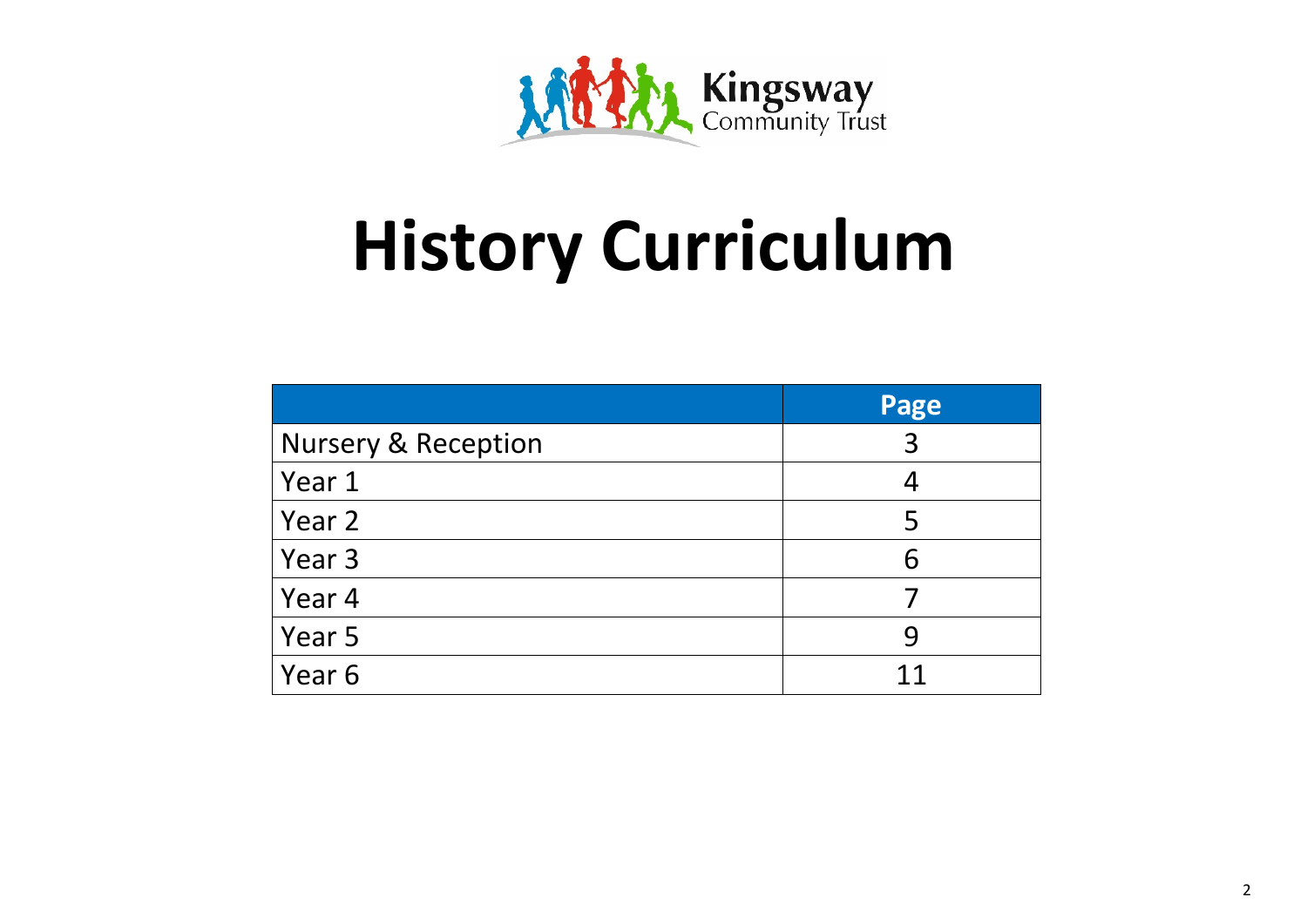Kingsway Community Trust

# History Curriculum

| | Page |
|---|---|
| Nursery & Reception | 3 |
| Year 1 | 4 |
| Year 2 | 5 |
| Year 3 | 6 |
| Year 4 | 7 |
| Year 5 | 9 |
| Year 6 | 11 |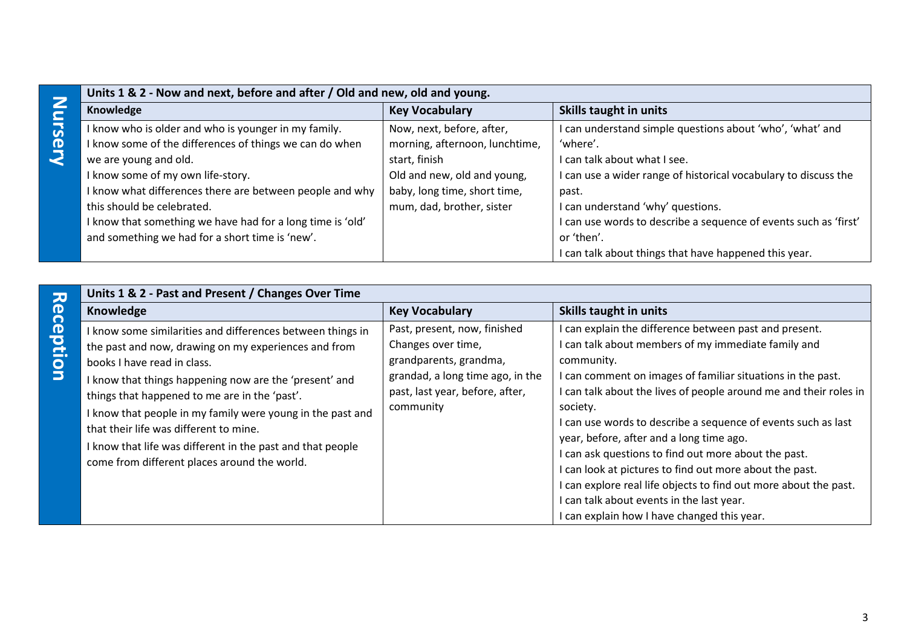## Nursery

| Units 1 & 2 - Now and next, before and after / Old and new, old and young. | | |
|---|---|---|
| **Knowledge** | **Key Vocabulary** | **Skills taught in units** |
| I know who is older and who is younger in my family.<br>I know some of the differences of things we can do when we are young and old.<br>I know some of my own life-story.<br>I know what differences there are between people and why this should be celebrated.<br>I know that something we have had for a long time is 'old' and something we had for a short time is 'new'. | Now, next, before, after, morning, afternoon, lunchtime, start, finish<br>Old and new, old and young, baby, long time, short time, mum, dad, brother, sister | I can understand simple questions about 'who', 'what' and 'where'.<br>I can talk about what I see.<br>I can use a wider range of historical vocabulary to discuss the past.<br>I can understand 'why' questions.<br>I can use words to describe a sequence of events such as 'first' or 'then'.<br>I can talk about things that have happened this year. |

## Reception

| Units 1 & 2 - Past and Present / Changes Over Time | | |
|---|---|---|
| **Knowledge** | **Key Vocabulary** | **Skills taught in units** |
| I know some similarities and differences between things in the past and now, drawing on my experiences and from books I have read in class.<br>I know that things happening now are the 'present' and things that happened to me are in the 'past'.<br>I know that people in my family were young in the past and that their life was different to mine.<br>I know that life was different in the past and that people come from different places around the world. | Past, present, now, finished<br>Changes over time, grandparents, grandma, grandad, a long time ago, in the past, last year, before, after, community | I can explain the difference between past and present.<br>I can talk about members of my immediate family and community.<br>I can comment on images of familiar situations in the past.<br>I can talk about the lives of people around me and their roles in society.<br>I can use words to describe a sequence of events such as last year, before, after and a long time ago.<br>I can ask questions to find out more about the past.<br>I can look at pictures to find out more about the past.<br>I can explore real life objects to find out more about the past.<br>I can talk about events in the last year.<br>I can explain how I have changed this year. |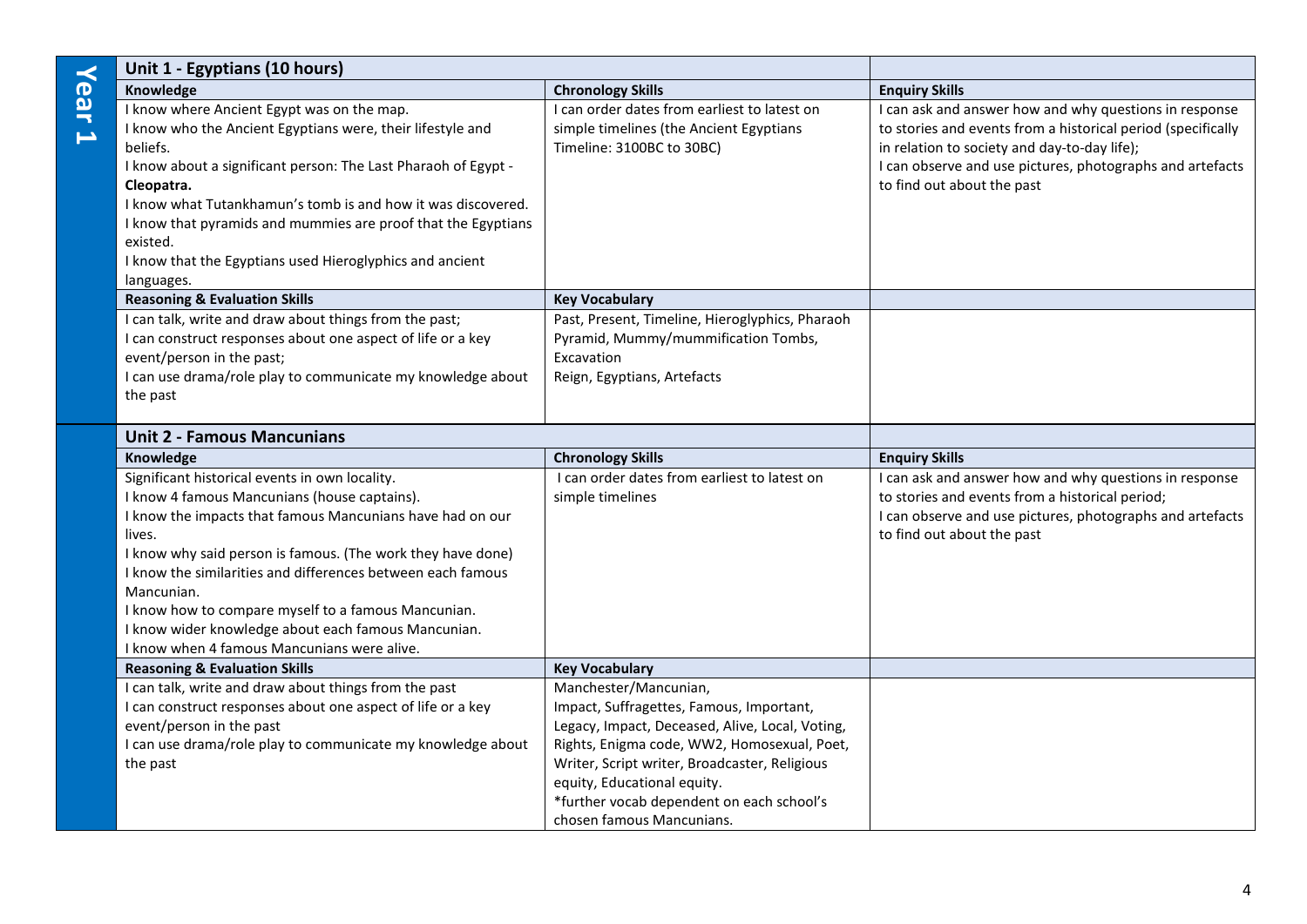# Year 1

## Unit 1 - Egyptians (10 hours)

| Knowledge | Chronology Skills | Enquiry Skills |
|---|---|---|
| I know where Ancient Egypt was on the map.<br>I know who the Ancient Egyptians were, their lifestyle and beliefs.<br>I know about a significant person: The Last Pharaoh of Egypt - **Cleopatra.**<br>I know what Tutankhamun's tomb is and how it was discovered.<br>I know that pyramids and mummies are proof that the Egyptians existed.<br>I know that the Egyptians used Hieroglyphics and ancient languages. | I can order dates from earliest to latest on simple timelines (the Ancient Egyptians Timeline: 3100BC to 30BC) | I can ask and answer how and why questions in response to stories and events from a historical period (specifically in relation to society and day-to-day life);<br>I can observe and use pictures, photographs and artefacts to find out about the past |
| **Reasoning & Evaluation Skills** | **Key Vocabulary** | |
| I can talk, write and draw about things from the past;<br>I can construct responses about one aspect of life or a key event/person in the past;<br>I can use drama/role play to communicate my knowledge about the past | Past, Present, Timeline, Hieroglyphics, Pharaoh Pyramid, Mummy/mummification Tombs, Excavation<br>Reign, Egyptians, Artefacts | |

## Unit 2 - Famous Mancunians

| Knowledge | Chronology Skills | Enquiry Skills |
|---|---|---|
| Significant historical events in own locality.<br>I know 4 famous Mancunians (house captains).<br>I know the impacts that famous Mancunians have had on our lives.<br>I know why said person is famous. (The work they have done)<br>I know the similarities and differences between each famous Mancunian.<br>I know how to compare myself to a famous Mancunian.<br>I know wider knowledge about each famous Mancunian.<br>I know when 4 famous Mancunians were alive. | I can order dates from earliest to latest on simple timelines | I can ask and answer how and why questions in response to stories and events from a historical period;<br>I can observe and use pictures, photographs and artefacts to find out about the past |
| **Reasoning & Evaluation Skills** | **Key Vocabulary** | |
| I can talk, write and draw about things from the past<br>I can construct responses about one aspect of life or a key event/person in the past<br>I can use drama/role play to communicate my knowledge about the past | Manchester/Mancunian,<br>Impact, Suffragettes, Famous, Important,<br>Legacy, Impact, Deceased, Alive, Local, Voting, Rights, Enigma code, WW2, Homosexual, Poet, Writer, Script writer, Broadcaster, Religious equity, Educational equity.<br>*further vocab dependent on each school's chosen famous Mancunians. | |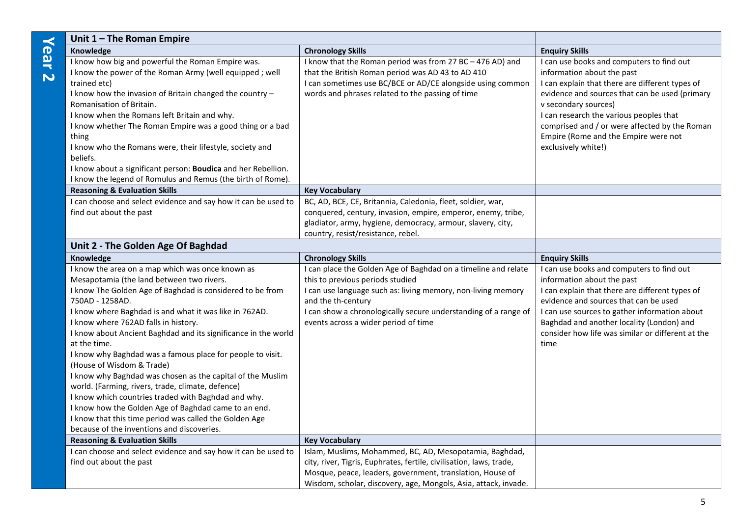# Year 2

## Unit 1 – The Roman Empire

| Knowledge | Chronology Skills | Enquiry Skills |
|---|---|---|
| I know how big and powerful the Roman Empire was.<br>I know the power of the Roman Army (well equipped ; well trained etc)<br>I know how the invasion of Britain changed the country – Romanisation of Britain.<br>I know when the Romans left Britain and why.<br>I know whether The Roman Empire was a good thing or a bad thing<br>I know who the Romans were, their lifestyle, society and beliefs.<br>I know about a significant person: **Boudica** and her Rebellion.<br>I know the legend of Romulus and Remus (the birth of Rome). | I know that the Roman period was from 27 BC – 476 AD) and that the British Roman period was AD 43 to AD 410<br>I can sometimes use BC/BCE or AD/CE alongside using common words and phrases related to the passing of time | I can use books and computers to find out information about the past<br>I can explain that there are different types of evidence and sources that can be used (primary v secondary sources)<br>I can research the various peoples that comprised and / or were affected by the Roman Empire (Rome and the Empire were not exclusively white!) |
| **Reasoning & Evaluation Skills** | **Key Vocabulary** | |
| I can choose and select evidence and say how it can be used to find out about the past | BC, AD, BCE, CE, Britannia, Caledonia, fleet, soldier, war, conquered, century, invasion, empire, emperor, enemy, tribe, gladiator, army, hygiene, democracy, armour, slavery, city, country, resist/resistance, rebel. | |

## Unit 2 - The Golden Age Of Baghdad

| Knowledge | Chronology Skills | Enquiry Skills |
|---|---|---|
| I know the area on a map which was once known as Mesapotamia (the land between two rivers.<br>I know The Golden Age of Baghdad is considered to be from 750AD - 1258AD.<br>I know where Baghdad is and what it was like in 762AD.<br>I know where 762AD falls in history.<br>I know about Ancient Baghdad and its significance in the world at the time.<br>I know why Baghdad was a famous place for people to visit. (House of Wisdom & Trade)<br>I know why Baghdad was chosen as the capital of the Muslim world. (Farming, rivers, trade, climate, defence)<br>I know which countries traded with Baghdad and why.<br>I know how the Golden Age of Baghdad came to an end.<br>I know that this time period was called the Golden Age because of the inventions and discoveries. | I can place the Golden Age of Baghdad on a timeline and relate this to previous periods studied<br>I can use language such as: living memory, non-living memory and the th-century<br>I can show a chronologically secure understanding of a range of events across a wider period of time | I can use books and computers to find out information about the past<br>I can explain that there are different types of evidence and sources that can be used<br>I can use sources to gather information about Baghdad and another locality (London) and consider how life was similar or different at the time |
| **Reasoning & Evaluation Skills** | **Key Vocabulary** | |
| I can choose and select evidence and say how it can be used to find out about the past | Islam, Muslims, Mohammed, BC, AD, Mesopotamia, Baghdad, city, river, Tigris, Euphrates, fertile, civilisation, laws, trade, Mosque, peace, leaders, government, translation, House of Wisdom, scholar, discovery, age, Mongols, Asia, attack, invade. | |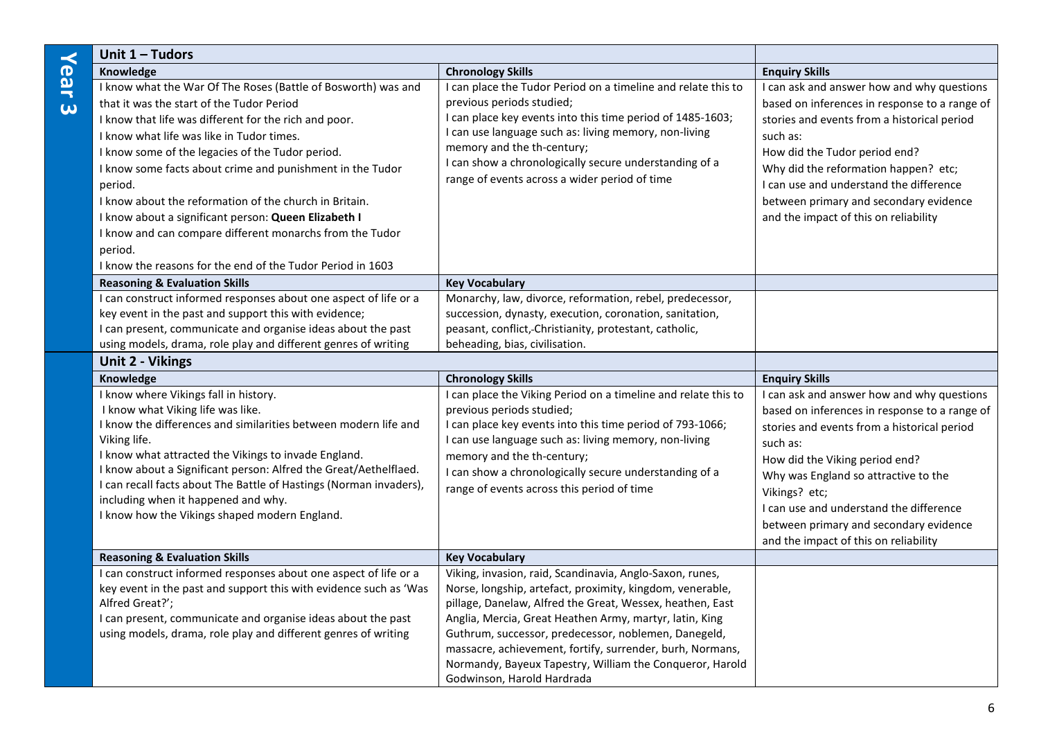# Year 3

## Unit 1 – Tudors

| Knowledge | Chronology Skills | Enquiry Skills |
| --- | --- | --- |
| I know what the War Of The Roses (Battle of Bosworth) was and that it was the start of the Tudor Period<br>I know that life was different for the rich and poor.<br>I know what life was like in Tudor times.<br>I know some of the legacies of the Tudor period.<br>I know some facts about crime and punishment in the Tudor period.<br>I know about the reformation of the church in Britain.<br>I know about a significant person: **Queen Elizabeth I**<br>I know and can compare different monarchs from the Tudor period.<br>I know the reasons for the end of the Tudor Period in 1603 | I can place the Tudor Period on a timeline and relate this to previous periods studied;<br>I can place key events into this time period of 1485-1603;<br>I can use language such as: living memory, non-living memory and the th-century;<br>I can show a chronologically secure understanding of a range of events across a wider period of time | I can ask and answer how and why questions based on inferences in response to a range of stories and events from a historical period such as:<br>How did the Tudor period end?<br>Why did the reformation happen? etc;<br>I can use and understand the difference between primary and secondary evidence and the impact of this on reliability |
| **Reasoning & Evaluation Skills** | **Key Vocabulary** | |
| I can construct informed responses about one aspect of life or a key event in the past and support this with evidence;<br>I can present, communicate and organise ideas about the past using models, drama, role play and different genres of writing | Monarchy, law, divorce, reformation, rebel, predecessor, succession, dynasty, execution, coronation, sanitation, peasant, conflict,-Christianity, protestant, catholic, beheading, bias, civilisation. | |

## Unit 2 - Vikings

| Knowledge | Chronology Skills | Enquiry Skills |
| --- | --- | --- |
| I know where Vikings fall in history.<br>I know what Viking life was like.<br>I know the differences and similarities between modern life and Viking life.<br>I know what attracted the Vikings to invade England.<br>I know about a Significant person: Alfred the Great/Aethelflaed.<br>I can recall facts about The Battle of Hastings (Norman invaders), including when it happened and why.<br>I know how the Vikings shaped modern England. | I can place the Viking Period on a timeline and relate this to previous periods studied;<br>I can place key events into this time period of 793-1066;<br>I can use language such as: living memory, non-living memory and the th-century;<br>I can show a chronologically secure understanding of a range of events across this period of time | I can ask and answer how and why questions based on inferences in response to a range of stories and events from a historical period such as:<br>How did the Viking period end?<br>Why was England so attractive to the Vikings? etc;<br>I can use and understand the difference between primary and secondary evidence and the impact of this on reliability |
| **Reasoning & Evaluation Skills** | **Key Vocabulary** | |
| I can construct informed responses about one aspect of life or a key event in the past and support this with evidence such as 'Was Alfred Great?';<br>I can present, communicate and organise ideas about the past using models, drama, role play and different genres of writing | Viking, invasion, raid, Scandinavia, Anglo-Saxon, runes, Norse, longship, artefact, proximity, kingdom, venerable, pillage, Danelaw, Alfred the Great, Wessex, heathen, East Anglia, Mercia, Great Heathen Army, martyr, latin, King Guthrum, successor, predecessor, noblemen, Danegeld, massacre, achievement, fortify, surrender, burh, Normans, Normandy, Bayeux Tapestry, William the Conqueror, Harold Godwinson, Harold Hardrada | |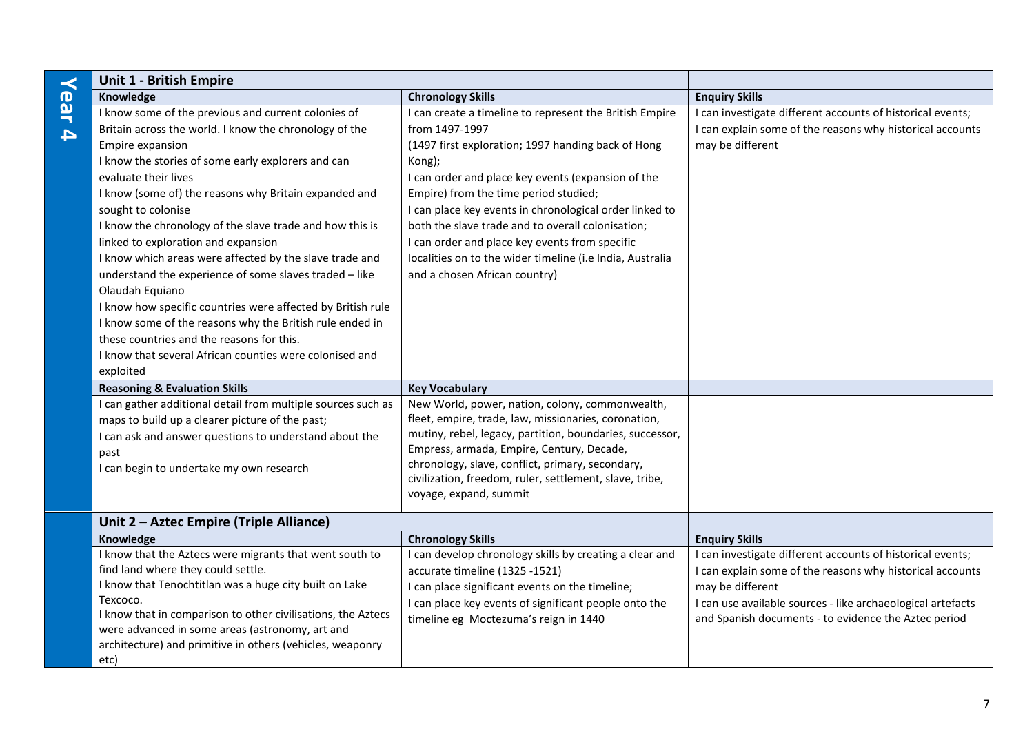# Year 4

## Unit 1 - British Empire

| Knowledge | Chronology Skills | Enquiry Skills |
| --- | --- | --- |
| I know some of the previous and current colonies of Britain across the world. I know the chronology of the Empire expansion<br>I know the stories of some early explorers and can evaluate their lives<br>I know (some of) the reasons why Britain expanded and sought to colonise<br>I know the chronology of the slave trade and how this is linked to exploration and expansion<br>I know which areas were affected by the slave trade and understand the experience of some slaves traded – like Olaudah Equiano<br>I know how specific countries were affected by British rule<br>I know some of the reasons why the British rule ended in these countries and the reasons for this.<br>I know that several African counties were colonised and exploited | I can create a timeline to represent the British Empire from 1497-1997<br>(1497 first exploration; 1997 handing back of Hong Kong);<br>I can order and place key events (expansion of the Empire) from the time period studied;<br>I can place key events in chronological order linked to both the slave trade and to overall colonisation;<br>I can order and place key events from specific localities on to the wider timeline (i.e India, Australia and a chosen African country) | I can investigate different accounts of historical events;<br>I can explain some of the reasons why historical accounts may be different |
| **Reasoning & Evaluation Skills** | **Key Vocabulary** | |
| I can gather additional detail from multiple sources such as maps to build up a clearer picture of the past;<br>I can ask and answer questions to understand about the past<br>I can begin to undertake my own research | New World, power, nation, colony, commonwealth, fleet, empire, trade, law, missionaries, coronation, mutiny, rebel, legacy, partition, boundaries, successor, Empress, armada, Empire, Century, Decade, chronology, slave, conflict, primary, secondary, civilization, freedom, ruler, settlement, slave, tribe, voyage, expand, summit | |

## Unit 2 – Aztec Empire (Triple Alliance)

| Knowledge | Chronology Skills | Enquiry Skills |
| --- | --- | --- |
| I know that the Aztecs were migrants that went south to find land where they could settle.<br>I know that Tenochtitlan was a huge city built on Lake Texcoco.<br>I know that in comparison to other civilisations, the Aztecs were advanced in some areas (astronomy, art and architecture) and primitive in others (vehicles, weaponry etc) | I can develop chronology skills by creating a clear and accurate timeline (1325 -1521)<br>I can place significant events on the timeline;<br>I can place key events of significant people onto the timeline eg Moctezuma's reign in 1440 | I can investigate different accounts of historical events;<br>I can explain some of the reasons why historical accounts may be different<br>I can use available sources - like archaeological artefacts and Spanish documents - to evidence the Aztec period |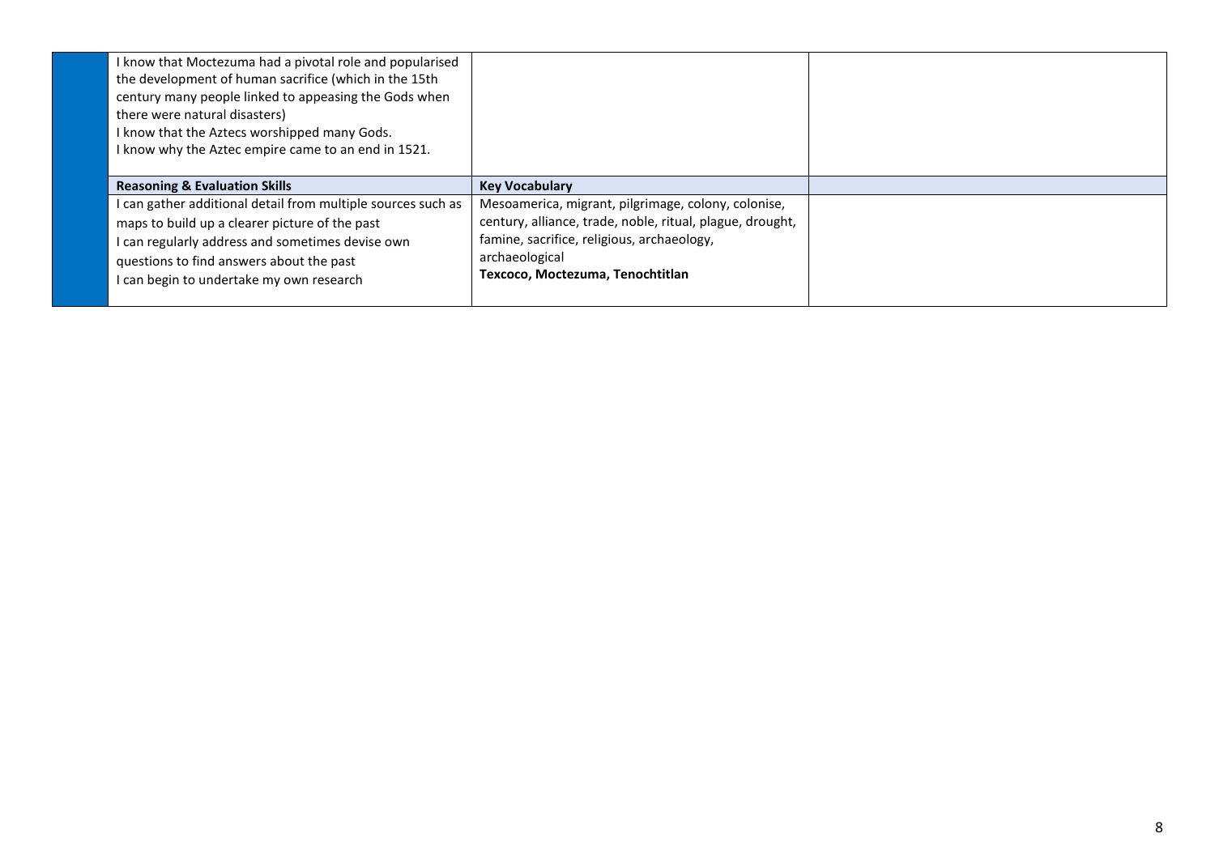| | | | |
|---|---|---|---|
| | I know that Moctezuma had a pivotal role and popularised the development of human sacrifice (which in the 15th century many people linked to appeasing the Gods when there were natural disasters)<br>I know that the Aztecs worshipped many Gods.<br>I know why the Aztec empire came to an end in 1521. | | |
| | **Reasoning & Evaluation Skills** | **Key Vocabulary** | |
| | I can gather additional detail from multiple sources such as maps to build up a clearer picture of the past<br>I can regularly address and sometimes devise own questions to find answers about the past<br>I can begin to undertake my own research | Mesoamerica, migrant, pilgrimage, colony, colonise, century, alliance, trade, noble, ritual, plague, drought, famine, sacrifice, religious, archaeology, archaeological<br>**Texcoco, Moctezuma, Tenochtitlan** | |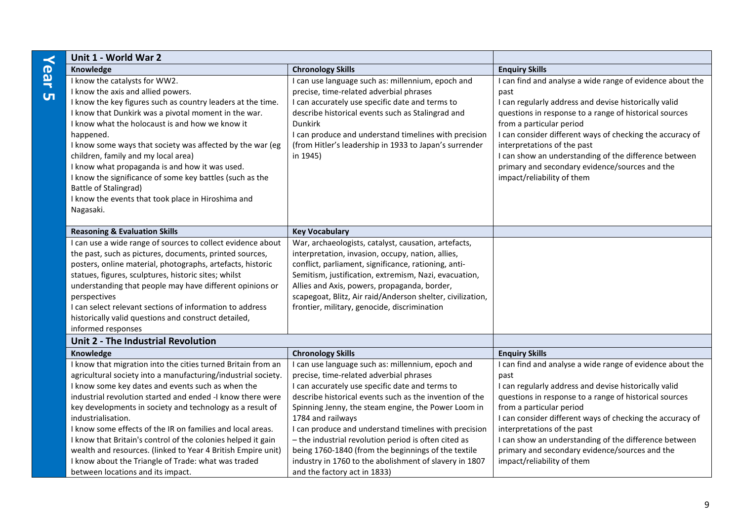## Year 5

| Unit 1 - World War 2 | | |
|---|---|---|
| **Knowledge** | **Chronology Skills** | **Enquiry Skills** |
| I know the catalysts for WW2.<br>I know the axis and allied powers.<br>I know the key figures such as country leaders at the time.<br>I know that Dunkirk was a pivotal moment in the war.<br>I know what the holocaust is and how we know it happened.<br>I know some ways that society was affected by the war (eg children, family and my local area)<br>I know what propaganda is and how it was used.<br>I know the significance of some key battles (such as the Battle of Stalingrad)<br>I know the events that took place in Hiroshima and Nagasaki. | I can use language such as: millennium, epoch and precise, time-related adverbial phrases<br>I can accurately use specific date and terms to describe historical events such as Stalingrad and Dunkirk<br>I can produce and understand timelines with precision (from Hitler's leadership in 1933 to Japan's surrender in 1945) | I can find and analyse a wide range of evidence about the past<br>I can regularly address and devise historically valid questions in response to a range of historical sources from a particular period<br>I can consider different ways of checking the accuracy of interpretations of the past<br>I can show an understanding of the difference between primary and secondary evidence/sources and the impact/reliability of them |
| **Reasoning & Evaluation Skills** | **Key Vocabulary** | |
| I can use a wide range of sources to collect evidence about the past, such as pictures, documents, printed sources, posters, online material, photographs, artefacts, historic statues, figures, sculptures, historic sites; whilst understanding that people may have different opinions or perspectives<br>I can select relevant sections of information to address historically valid questions and construct detailed, informed responses | War, archaeologists, catalyst, causation, artefacts, interpretation, invasion, occupy, nation, allies, conflict, parliament, significance, rationing, anti-Semitism, justification, extremism, Nazi, evacuation, Allies and Axis, powers, propaganda, border, scapegoat, Blitz, Air raid/Anderson shelter, civilization, frontier, military, genocide, discrimination | |

| Unit 2 - The Industrial Revolution | | |
|---|---|---|
| **Knowledge** | **Chronology Skills** | **Enquiry Skills** |
| I know that migration into the cities turned Britain from an agricultural society into a manufacturing/industrial society.<br>I know some key dates and events such as when the industrial revolution started and ended -I know there were key developments in society and technology as a result of industrialisation.<br>I know some effects of the IR on families and local areas.<br>I know that Britain's control of the colonies helped it gain wealth and resources. (linked to Year 4 British Empire unit)<br>I know about the Triangle of Trade: what was traded between locations and its impact. | I can use language such as: millennium, epoch and precise, time-related adverbial phrases<br>I can accurately use specific date and terms to describe historical events such as the invention of the Spinning Jenny, the steam engine, the Power Loom in 1784 and railways<br>I can produce and understand timelines with precision – the industrial revolution period is often cited as being 1760-1840 (from the beginnings of the textile industry in 1760 to the abolishment of slavery in 1807 and the factory act in 1833) | I can find and analyse a wide range of evidence about the past<br>I can regularly address and devise historically valid questions in response to a range of historical sources from a particular period<br>I can consider different ways of checking the accuracy of interpretations of the past<br>I can show an understanding of the difference between primary and secondary evidence/sources and the impact/reliability of them |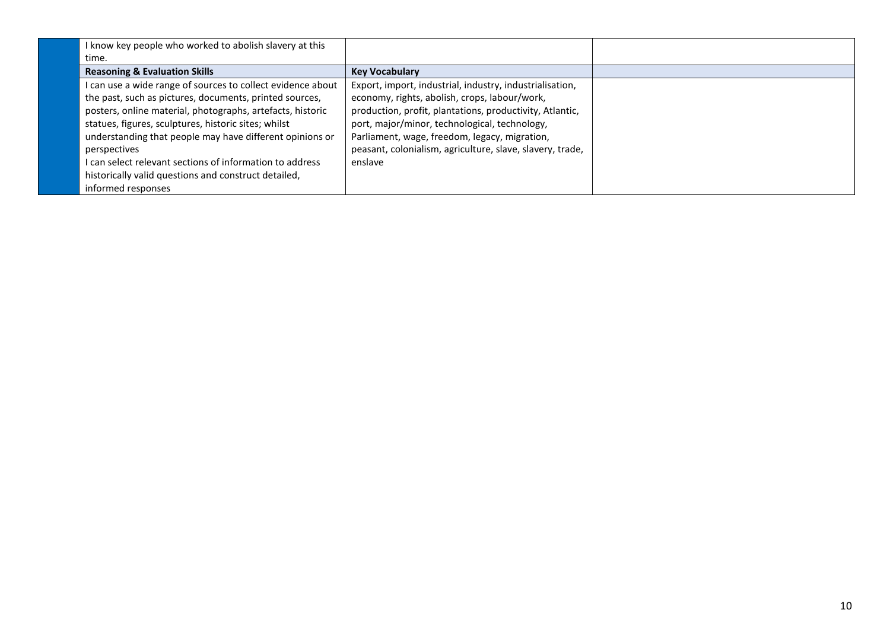| | | | |
|---|---|---|---|
| | I know key people who worked to abolish slavery at this time. | | |
| | **Reasoning & Evaluation Skills** | **Key Vocabulary** | |
| | I can use a wide range of sources to collect evidence about the past, such as pictures, documents, printed sources, posters, online material, photographs, artefacts, historic statues, figures, sculptures, historic sites; whilst understanding that people may have different opinions or perspectives<br>I can select relevant sections of information to address historically valid questions and construct detailed, informed responses | Export, import, industrial, industry, industrialisation, economy, rights, abolish, crops, labour/work, production, profit, plantations, productivity, Atlantic, port, major/minor, technological, technology, Parliament, wage, freedom, legacy, migration, peasant, colonialism, agriculture, slave, slavery, trade, enslave | |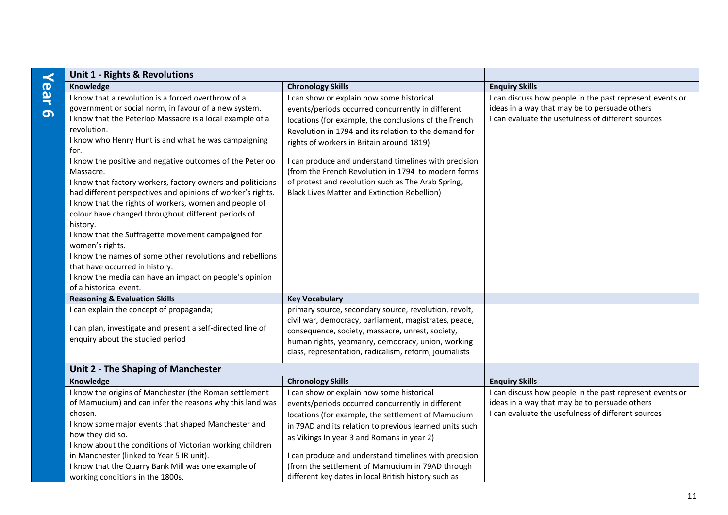## Year 6

### Unit 1 - Rights & Revolutions

| Knowledge | Chronology Skills | Enquiry Skills |
| --- | --- | --- |
| I know that a revolution is a forced overthrow of a government or social norm, in favour of a new system.<br>I know that the Peterloo Massacre is a local example of a revolution.<br>I know who Henry Hunt is and what he was campaigning for.<br>I know the positive and negative outcomes of the Peterloo Massacre.<br>I know that factory workers, factory owners and politicians had different perspectives and opinions of worker's rights.<br>I know that the rights of workers, women and people of colour have changed throughout different periods of history.<br>I know that the Suffragette movement campaigned for women's rights.<br>I know the names of some other revolutions and rebellions that have occurred in history.<br>I know the media can have an impact on people's opinion of a historical event. | I can show or explain how some historical events/periods occurred concurrently in different locations (for example, the conclusions of the French Revolution in 1794 and its relation to the demand for rights of workers in Britain around 1819)<br><br>I can produce and understand timelines with precision (from the French Revolution in 1794 to modern forms of protest and revolution such as The Arab Spring, Black Lives Matter and Extinction Rebellion) | I can discuss how people in the past represent events or ideas in a way that may be to persuade others<br>I can evaluate the usefulness of different sources |
| **Reasoning & Evaluation Skills** | **Key Vocabulary** | |
| I can explain the concept of propaganda;<br><br>I can plan, investigate and present a self-directed line of enquiry about the studied period | primary source, secondary source, revolution, revolt, civil war, democracy, parliament, magistrates, peace, consequence, society, massacre, unrest, society, human rights, yeomanry, democracy, union, working class, representation, radicalism, reform, journalists | |

### Unit 2 - The Shaping of Manchester

| Knowledge | Chronology Skills | Enquiry Skills |
| --- | --- | --- |
| I know the origins of Manchester (the Roman settlement of Mamucium) and can infer the reasons why this land was chosen.<br>I know some major events that shaped Manchester and how they did so.<br>I know about the conditions of Victorian working children in Manchester (linked to Year 5 IR unit).<br>I know that the Quarry Bank Mill was one example of working conditions in the 1800s. | I can show or explain how some historical events/periods occurred concurrently in different locations (for example, the settlement of Mamucium in 79AD and its relation to previous learned units such as Vikings In year 3 and Romans in year 2)<br><br>I can produce and understand timelines with precision (from the settlement of Mamucium in 79AD through different key dates in local British history such as | I can discuss how people in the past represent events or ideas in a way that may be to persuade others<br>I can evaluate the usefulness of different sources |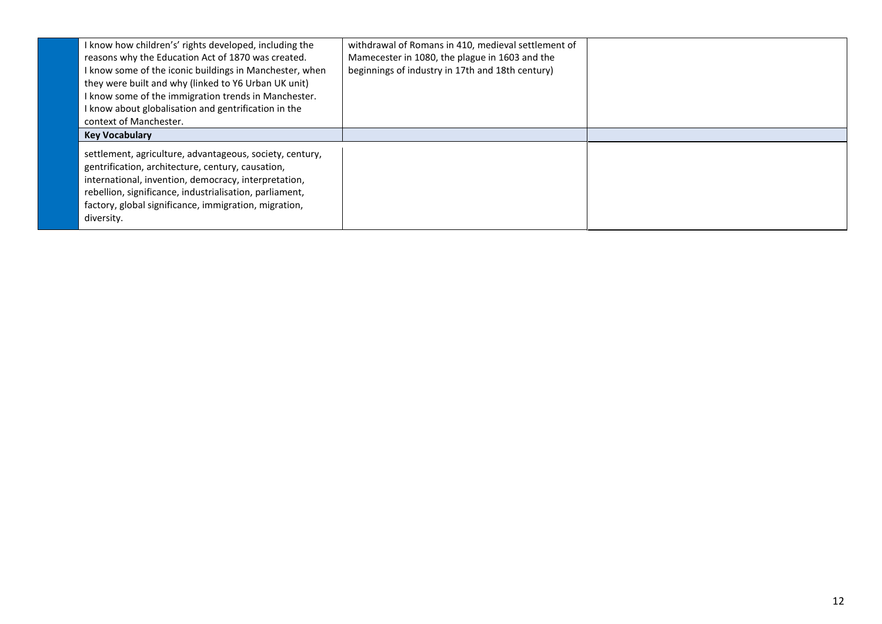| | | | |
|---|---|---|---|
| | I know how children's' rights developed, including the reasons why the Education Act of 1870 was created.<br>I know some of the iconic buildings in Manchester, when they were built and why (linked to Y6 Urban UK unit)<br>I know some of the immigration trends in Manchester.<br>I know about globalisation and gentrification in the context of Manchester. | withdrawal of Romans in 410, medieval settlement of Mamecester in 1080, the plague in 1603 and the beginnings of industry in 17th and 18th century) | |
| | **Key Vocabulary** | | |
| | settlement, agriculture, advantageous, society, century, gentrification, architecture, century, causation, international, invention, democracy, interpretation, rebellion, significance, industrialisation, parliament, factory, global significance, immigration, migration, diversity. | | |